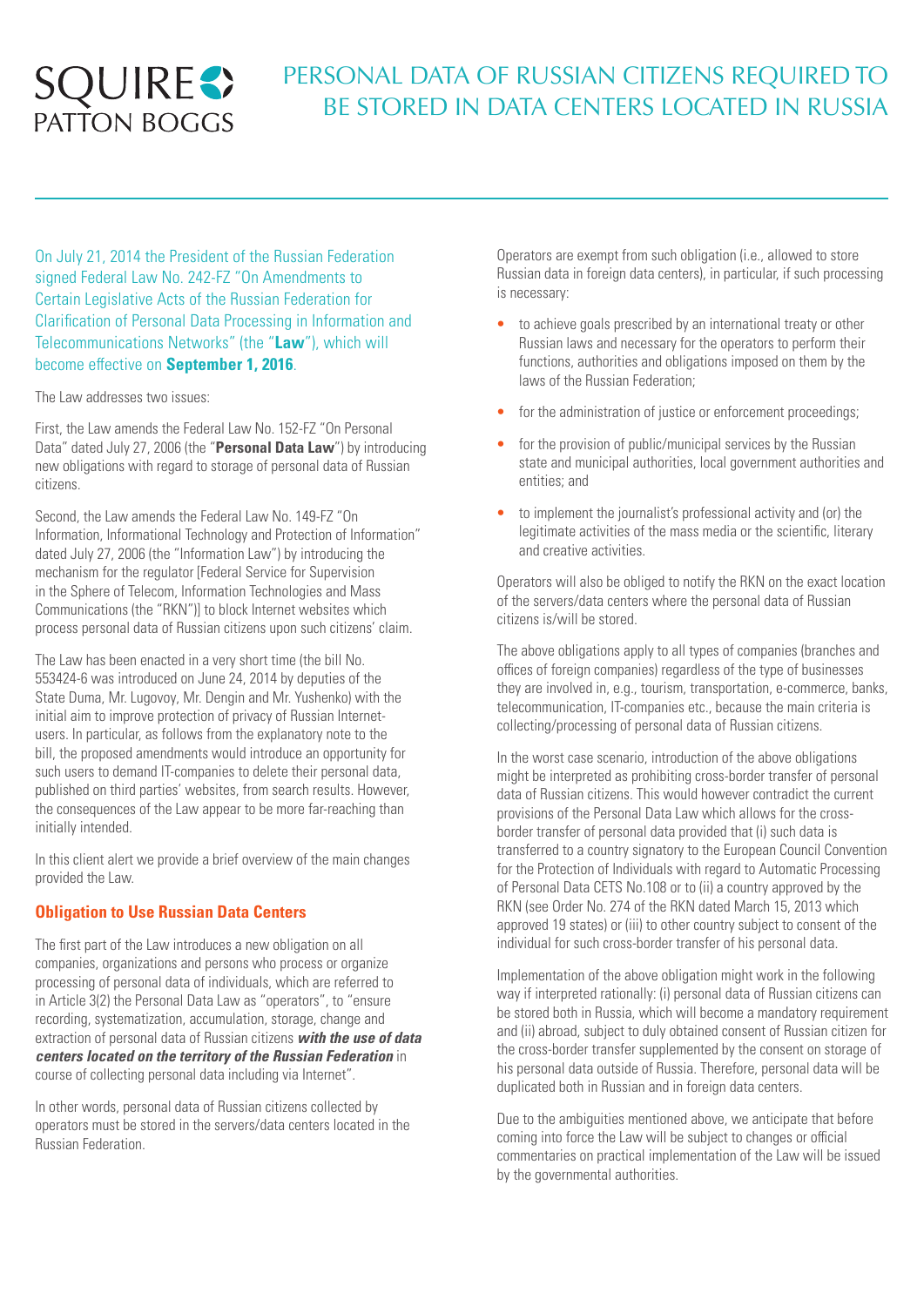SQUIRE PATTON BOGGS

# PERSONAL DATA OF RUSSIAN CITIZENS REQUIRED TO BE STORED IN DATA CENTERS LOCATED IN RUSSIA

On July 21, 2014 the President of the Russian Federation signed Federal Law No. 242-FZ "On Amendments to Certain Legislative Acts of the Russian Federation for Clarification of Personal Data Processing in Information and Telecommunications Networks" (the "**Law**"), which will become effective on **September 1, 2016**.

The Law addresses two issues:

First, the Law amends the Federal Law No. 152-FZ "On Personal Data" dated July 27, 2006 (the "**Personal Data Law**") by introducing new obligations with regard to storage of personal data of Russian citizens.

Second, the Law amends the Federal Law No. 149-FZ "On Information, Informational Technology and Protection of Information" dated July 27, 2006 (the "Information Law") by introducing the mechanism for the regulator [Federal Service for Supervision in the Sphere of Telecom, Information Technologies and Mass Communications (the "RKN")] to block Internet websites which process personal data of Russian citizens upon such citizens' claim.

The Law has been enacted in a very short time (the bill No. 553424-6 was introduced on June 24, 2014 by deputies of the State Duma, Mr. Lugovoy, Mr. Dengin and Mr. Yushenko) with the initial aim to improve protection of privacy of Russian Internet-users. In particular, as follows from the explanatory note to the bill, the proposed amendments would introduce an opportunity for such users to demand IT-companies to delete their personal data, published on third parties' websites, from search results. However, the consequences of the Law appear to be more far-reaching than initially intended.

In this client alert we provide a brief overview of the main changes provided the Law.

## Obligation to Use Russian Data Centers

The first part of the Law introduces a new obligation on all companies, organizations and persons who process or organize processing of personal data of individuals, which are referred to in Article 3(2) the Personal Data Law as "operators", to "ensure recording, systematization, accumulation, storage, change and extraction of personal data of Russian citizens ***with the use of data centers located on the territory of the Russian Federation*** in course of collecting personal data including via Internet".

In other words, personal data of Russian citizens collected by operators must be stored in the servers/data centers located in the Russian Federation.

Operators are exempt from such obligation (i.e., allowed to store Russian data in foreign data centers), in particular, if such processing is necessary:

- to achieve goals prescribed by an international treaty or other Russian laws and necessary for the operators to perform their functions, authorities and obligations imposed on them by the laws of the Russian Federation;
- for the administration of justice or enforcement proceedings;
- for the provision of public/municipal services by the Russian state and municipal authorities, local government authorities and entities; and
- to implement the journalist's professional activity and (or) the legitimate activities of the mass media or the scientific, literary and creative activities.

Operators will also be obliged to notify the RKN on the exact location of the servers/data centers where the personal data of Russian citizens is/will be stored.

The above obligations apply to all types of companies (branches and offices of foreign companies) regardless of the type of businesses they are involved in, e.g., tourism, transportation, e-commerce, banks, telecommunication, IT-companies etc., because the main criteria is collecting/processing of personal data of Russian citizens.

In the worst case scenario, introduction of the above obligations might be interpreted as prohibiting cross-border transfer of personal data of Russian citizens. This would however contradict the current provisions of the Personal Data Law which allows for the cross-border transfer of personal data provided that (i) such data is transferred to a country signatory to the European Council Convention for the Protection of Individuals with regard to Automatic Processing of Personal Data CETS No.108 or to (ii) a country approved by the RKN (see Order No. 274 of the RKN dated March 15, 2013 which approved 19 states) or (iii) to other country subject to consent of the individual for such cross-border transfer of his personal data.

Implementation of the above obligation might work in the following way if interpreted rationally: (i) personal data of Russian citizens can be stored both in Russia, which will become a mandatory requirement and (ii) abroad, subject to duly obtained consent of Russian citizen for the cross-border transfer supplemented by the consent on storage of his personal data outside of Russia. Therefore, personal data will be duplicated both in Russian and in foreign data centers.

Due to the ambiguities mentioned above, we anticipate that before coming into force the Law will be subject to changes or official commentaries on practical implementation of the Law will be issued by the governmental authorities.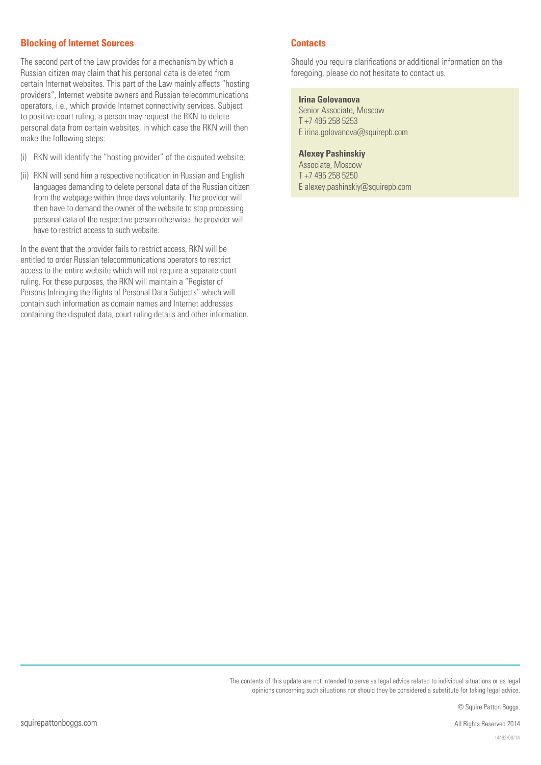## Blocking of Internet Sources

The second part of the Law provides for a mechanism by which a Russian citizen may claim that his personal data is deleted from certain Internet websites. This part of the Law mainly affects "hosting providers", Internet website owners and Russian telecommunications operators, i.e., which provide Internet connectivity services. Subject to positive court ruling, a person may request the RKN to delete personal data from certain websites, in which case the RKN will then make the following steps:

(i) RKN will identify the "hosting provider" of the disputed website;

(ii) RKN will send him a respective notification in Russian and English languages demanding to delete personal data of the Russian citizen from the webpage within three days voluntarily. The provider will then have to demand the owner of the website to stop processing personal data of the respective person otherwise the provider will have to restrict access to such website.

In the event that the provider fails to restrict access, RKN will be entitled to order Russian telecommunications operators to restrict access to the entire website which will not require a separate court ruling. For these purposes, the RKN will maintain a "Register of Persons Infringing the Rights of Personal Data Subjects" which will contain such information as domain names and Internet addresses containing the disputed data, court ruling details and other information.

## Contacts

Should you require clarifications or additional information on the foregoing, please do not hesitate to contact us.

**Irina Golovanova**
Senior Associate, Moscow
T +7 495 258 5253
E irina.golovanova@squirepb.com

**Alexey Pashinskiy**
Associate, Moscow
T +7 495 258 5250
E alexey.pashinskiy@squirepb.com

The contents of this update are not intended to serve as legal advice related to individual situations or as legal opinions concerning such situations nor should they be considered a substitute for taking legal advice.

© Squire Patton Boggs.

All Rights Reserved 2014

squirepattonboggs.com

14492/08/14